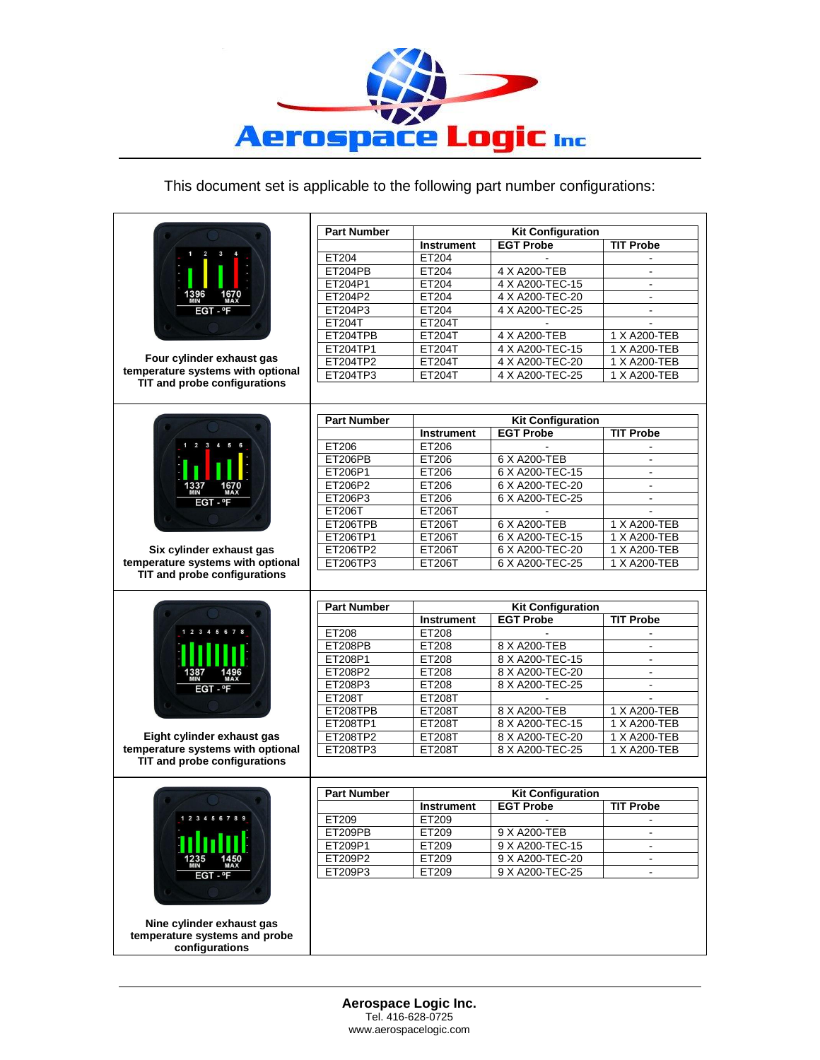# Aerospace Logic Inc

This document set is applicable to the following part number configurations:

**Four cylinder exhaust gas temperature systems with optional TIT and probe configurations**

| Part Number | Kit Configuration | | |
|---|---|---|---|
| | Instrument | EGT Probe | TIT Probe |
| ET204 | ET204 | - | - |
| ET204PB | ET204 | 4 X A200-TEB | - |
| ET204P1 | ET204 | 4 X A200-TEC-15 | - |
| ET204P2 | ET204 | 4 X A200-TEC-20 | - |
| ET204P3 | ET204 | 4 X A200-TEC-25 | - |
| ET204T | ET204T | - | - |
| ET204TPB | ET204T | 4 X A200-TEB | 1 X A200-TEB |
| ET204TP1 | ET204T | 4 X A200-TEC-15 | 1 X A200-TEB |
| ET204TP2 | ET204T | 4 X A200-TEC-20 | 1 X A200-TEB |
| ET204TP3 | ET204T | 4 X A200-TEC-25 | 1 X A200-TEB |

**Six cylinder exhaust gas temperature systems with optional TIT and probe configurations**

| Part Number | Kit Configuration | | |
|---|---|---|---|
| | Instrument | EGT Probe | TIT Probe |
| ET206 | ET206 | - | - |
| ET206PB | ET206 | 6 X A200-TEB | - |
| ET206P1 | ET206 | 6 X A200-TEC-15 | - |
| ET206P2 | ET206 | 6 X A200-TEC-20 | - |
| ET206P3 | ET206 | 6 X A200-TEC-25 | - |
| ET206T | ET206T | - | - |
| ET206TPB | ET206T | 6 X A200-TEB | 1 X A200-TEB |
| ET206TP1 | ET206T | 6 X A200-TEC-15 | 1 X A200-TEB |
| ET206TP2 | ET206T | 6 X A200-TEC-20 | 1 X A200-TEB |
| ET206TP3 | ET206T | 6 X A200-TEC-25 | 1 X A200-TEB |

**Eight cylinder exhaust gas temperature systems with optional TIT and probe configurations**

| Part Number | Kit Configuration | | |
|---|---|---|---|
| | Instrument | EGT Probe | TIT Probe |
| ET208 | ET208 | - | - |
| ET208PB | ET208 | 8 X A200-TEB | - |
| ET208P1 | ET208 | 8 X A200-TEC-15 | - |
| ET208P2 | ET208 | 8 X A200-TEC-20 | - |
| ET208P3 | ET208 | 8 X A200-TEC-25 | - |
| ET208T | ET208T | - | - |
| ET208TPB | ET208T | 8 X A200-TEB | 1 X A200-TEB |
| ET208TP1 | ET208T | 8 X A200-TEC-15 | 1 X A200-TEB |
| ET208TP2 | ET208T | 8 X A200-TEC-20 | 1 X A200-TEB |
| ET208TP3 | ET208T | 8 X A200-TEC-25 | 1 X A200-TEB |

**Nine cylinder exhaust gas temperature systems and probe configurations**

| Part Number | Kit Configuration | | |
|---|---|---|---|
| | Instrument | EGT Probe | TIT Probe |
| ET209 | ET209 | - | - |
| ET209PB | ET209 | 9 X A200-TEB | - |
| ET209P1 | ET209 | 9 X A200-TEC-15 | - |
| ET209P2 | ET209 | 9 X A200-TEC-20 | - |
| ET209P3 | ET209 | 9 X A200-TEC-25 | - |

**Aerospace Logic Inc.**
Tel. 416-628-0725
www.aerospacelogic.com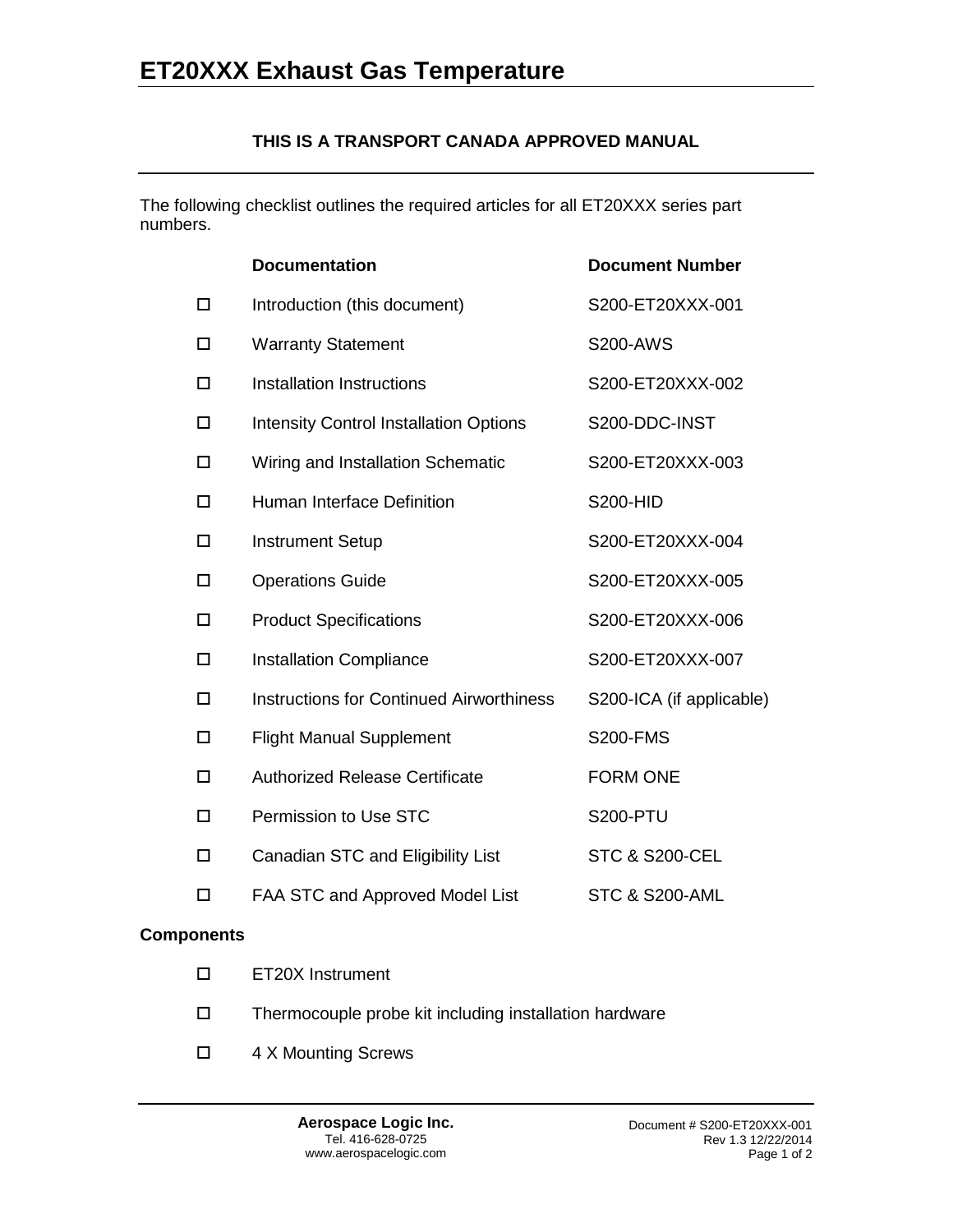# ET20XXX Exhaust Gas Temperature

**THIS IS A TRANSPORT CANADA APPROVED MANUAL**

The following checklist outlines the required articles for all ET20XXX series part numbers.

| | **Documentation** | **Document Number** |
|---|---|---|
| ☐ | Introduction (this document) | S200-ET20XXX-001 |
| ☐ | Warranty Statement | S200-AWS |
| ☐ | Installation Instructions | S200-ET20XXX-002 |
| ☐ | Intensity Control Installation Options | S200-DDC-INST |
| ☐ | Wiring and Installation Schematic | S200-ET20XXX-003 |
| ☐ | Human Interface Definition | S200-HID |
| ☐ | Instrument Setup | S200-ET20XXX-004 |
| ☐ | Operations Guide | S200-ET20XXX-005 |
| ☐ | Product Specifications | S200-ET20XXX-006 |
| ☐ | Installation Compliance | S200-ET20XXX-007 |
| ☐ | Instructions for Continued Airworthiness | S200-ICA (if applicable) |
| ☐ | Flight Manual Supplement | S200-FMS |
| ☐ | Authorized Release Certificate | FORM ONE |
| ☐ | Permission to Use STC | S200-PTU |
| ☐ | Canadian STC and Eligibility List | STC & S200-CEL |
| ☐ | FAA STC and Approved Model List | STC & S200-AML |

**Components**

- ☐ ET20X Instrument
- ☐ Thermocouple probe kit including installation hardware
- ☐ 4 X Mounting Screws

**Aerospace Logic Inc.**
Tel. 416-628-0725
www.aerospacelogic.com

Document # S200-ET20XXX-001
Rev 1.3 12/22/2014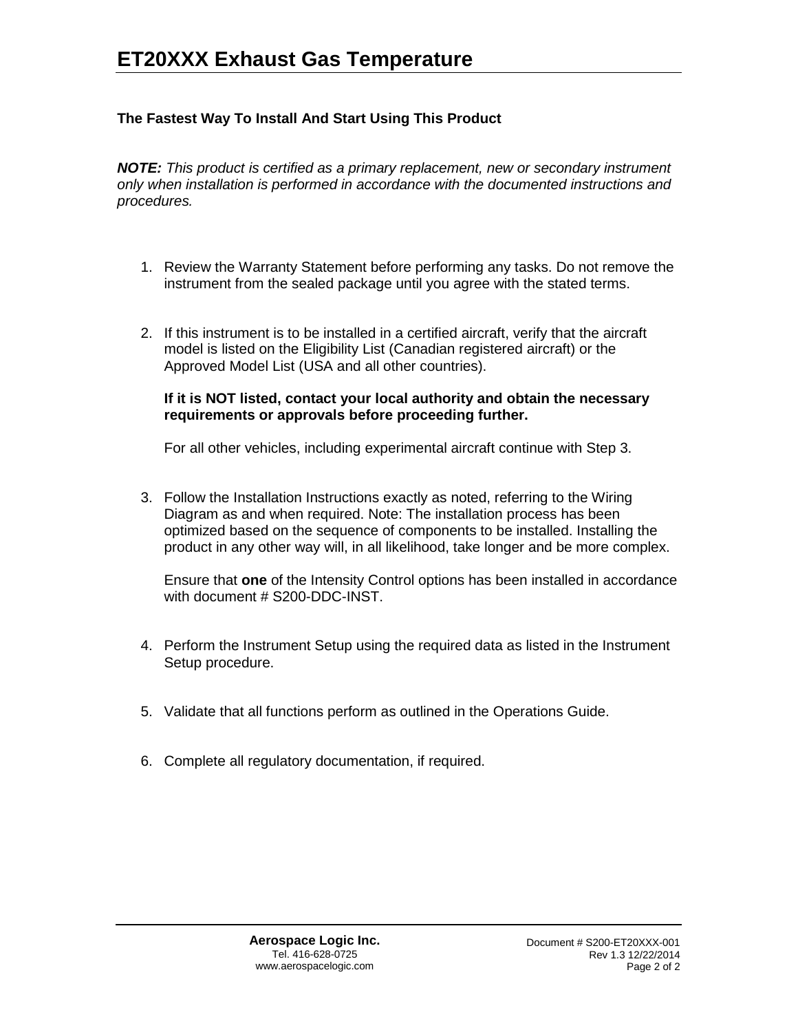# ET20XXX Exhaust Gas Temperature

### The Fastest Way To Install And Start Using This Product

***NOTE:*** *This product is certified as a primary replacement, new or secondary instrument only when installation is performed in accordance with the documented instructions and procedures.*

1. Review the Warranty Statement before performing any tasks. Do not remove the instrument from the sealed package until you agree with the stated terms.

2. If this instrument is to be installed in a certified aircraft, verify that the aircraft model is listed on the Eligibility List (Canadian registered aircraft) or the Approved Model List (USA and all other countries).

   **If it is NOT listed, contact your local authority and obtain the necessary requirements or approvals before proceeding further.**

   For all other vehicles, including experimental aircraft continue with Step 3.

3. Follow the Installation Instructions exactly as noted, referring to the Wiring Diagram as and when required. Note: The installation process has been optimized based on the sequence of components to be installed. Installing the product in any other way will, in all likelihood, take longer and be more complex.

   Ensure that **one** of the Intensity Control options has been installed in accordance with document # S200-DDC-INST.

4. Perform the Instrument Setup using the required data as listed in the Instrument Setup procedure.

5. Validate that all functions perform as outlined in the Operations Guide.

6. Complete all regulatory documentation, if required.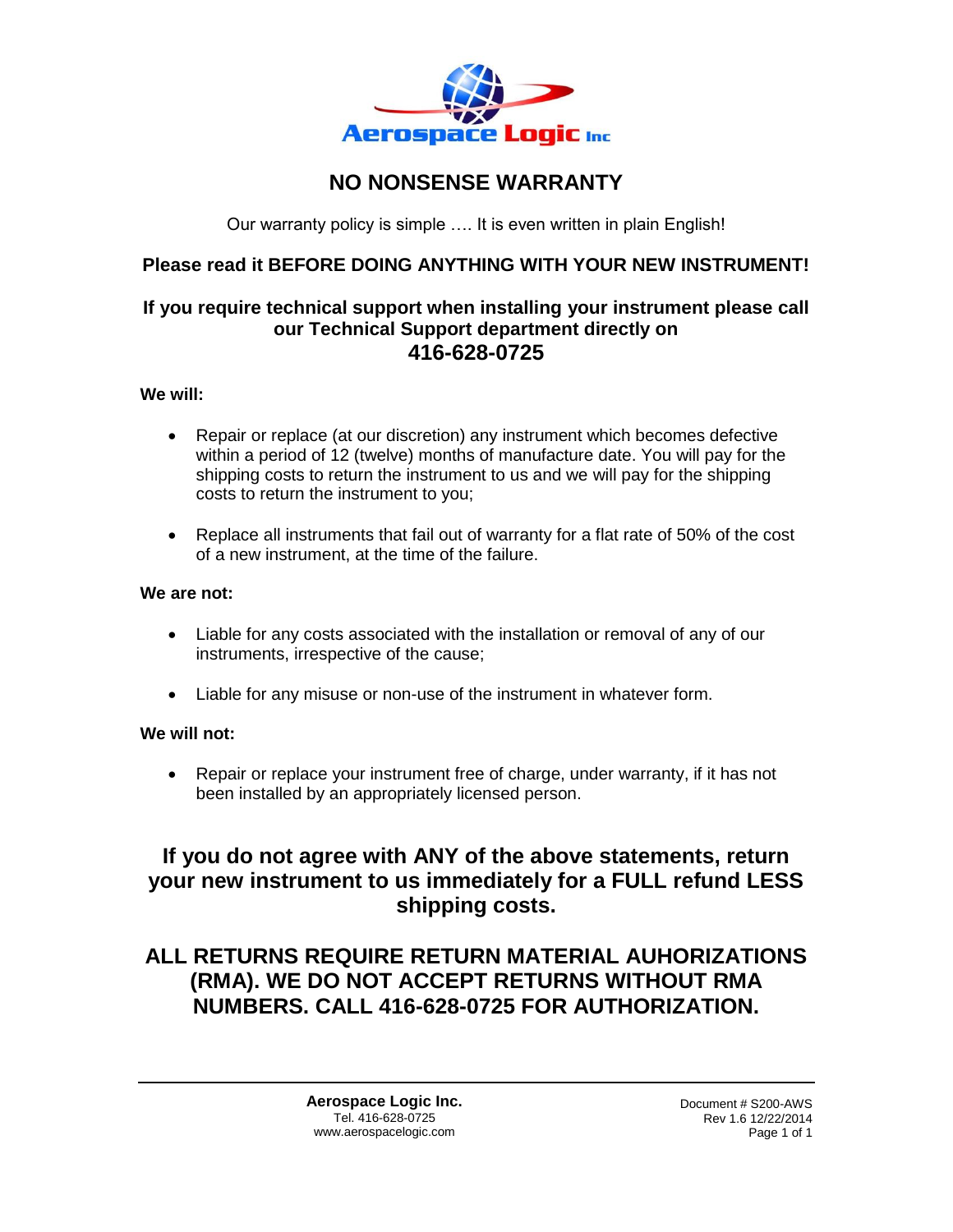Aerospace Logic Inc

# NO NONSENSE WARRANTY

Our warranty policy is simple …. It is even written in plain English!

**Please read it BEFORE DOING ANYTHING WITH YOUR NEW INSTRUMENT!**

**If you require technical support when installing your instrument please call our Technical Support department directly on**
**416-628-0725**

**We will:**

- Repair or replace (at our discretion) any instrument which becomes defective within a period of 12 (twelve) months of manufacture date. You will pay for the shipping costs to return the instrument to us and we will pay for the shipping costs to return the instrument to you;
- Replace all instruments that fail out of warranty for a flat rate of 50% of the cost of a new instrument, at the time of the failure.

**We are not:**

- Liable for any costs associated with the installation or removal of any of our instruments, irrespective of the cause;
- Liable for any misuse or non-use of the instrument in whatever form.

**We will not:**

- Repair or replace your instrument free of charge, under warranty, if it has not been installed by an appropriately licensed person.

## If you do not agree with ANY of the above statements, return your new instrument to us immediately for a FULL refund LESS shipping costs.

## ALL RETURNS REQUIRE RETURN MATERIAL AUHORIZATIONS (RMA). WE DO NOT ACCEPT RETURNS WITHOUT RMA NUMBERS. CALL 416-628-0725 FOR AUTHORIZATION.

**Aerospace Logic Inc.**
Tel. 416-628-0725
www.aerospacelogic.com

Document # S200-AWS
Rev 1.6 12/22/2014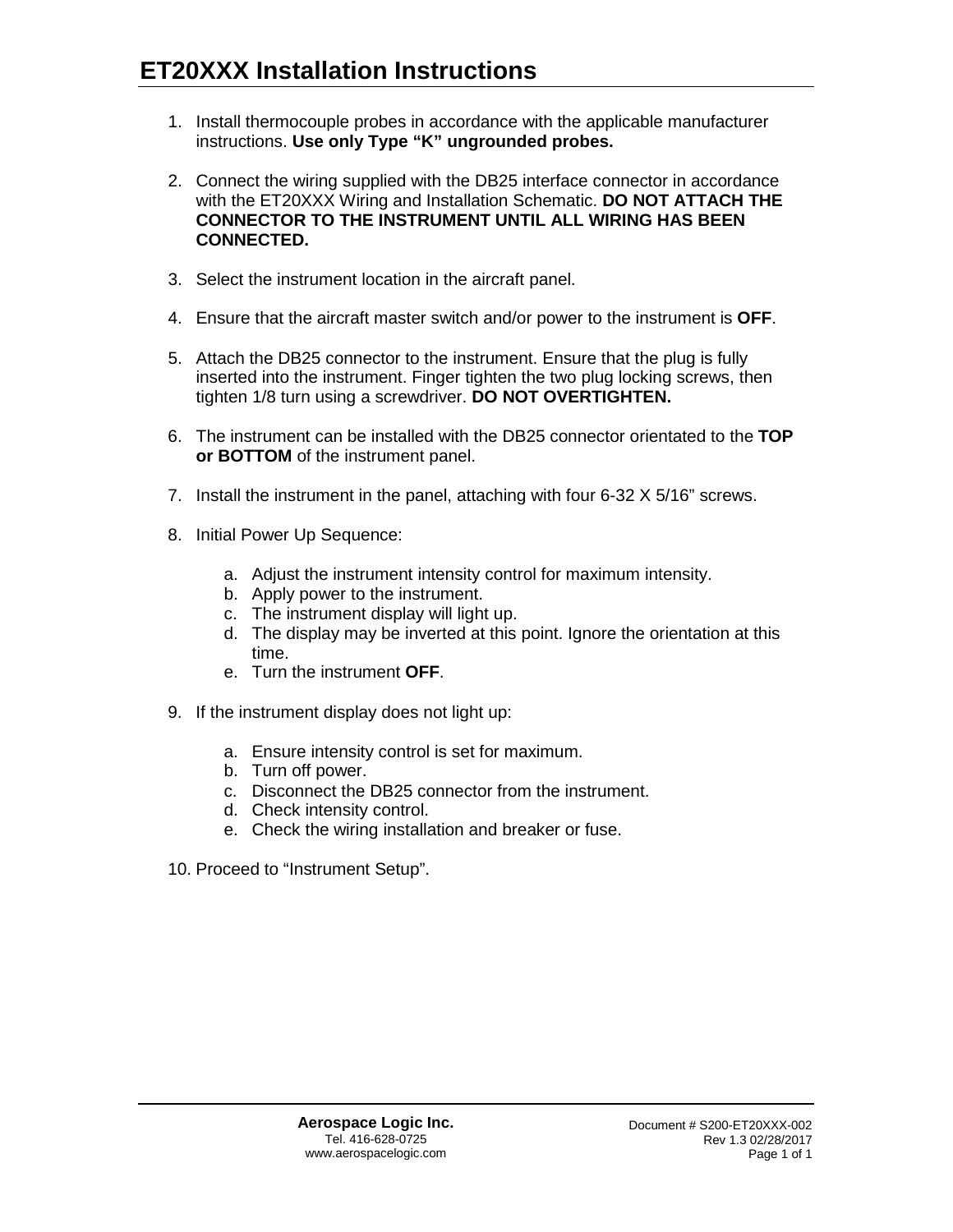# ET20XXX Installation Instructions

1. Install thermocouple probes in accordance with the applicable manufacturer instructions. **Use only Type “K” ungrounded probes.**

2. Connect the wiring supplied with the DB25 interface connector in accordance with the ET20XXX Wiring and Installation Schematic. **DO NOT ATTACH THE CONNECTOR TO THE INSTRUMENT UNTIL ALL WIRING HAS BEEN CONNECTED.**

3. Select the instrument location in the aircraft panel.

4. Ensure that the aircraft master switch and/or power to the instrument is **OFF**.

5. Attach the DB25 connector to the instrument. Ensure that the plug is fully inserted into the instrument. Finger tighten the two plug locking screws, then tighten 1/8 turn using a screwdriver. **DO NOT OVERTIGHTEN.**

6. The instrument can be installed with the DB25 connector orientated to the **TOP or BOTTOM** of the instrument panel.

7. Install the instrument in the panel, attaching with four 6-32 X 5/16” screws.

8. Initial Power Up Sequence:

   a. Adjust the instrument intensity control for maximum intensity.
   b. Apply power to the instrument.
   c. The instrument display will light up.
   d. The display may be inverted at this point. Ignore the orientation at this time.
   e. Turn the instrument **OFF**.

9. If the instrument display does not light up:

   a. Ensure intensity control is set for maximum.
   b. Turn off power.
   c. Disconnect the DB25 connector from the instrument.
   d. Check intensity control.
   e. Check the wiring installation and breaker or fuse.

10. Proceed to “Instrument Setup”.

**Aerospace Logic Inc.**
Tel. 416-628-0725
www.aerospacelogic.com

Document # S200-ET20XXX-002
Rev 1.3 02/28/2017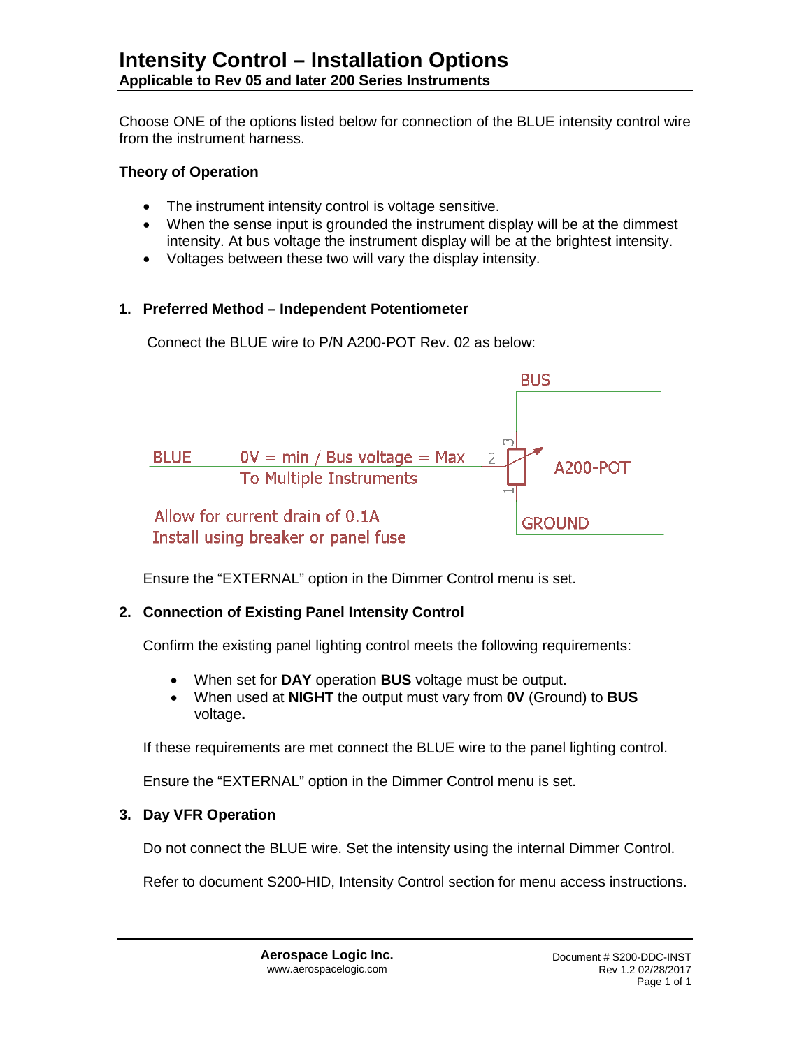# Intensity Control – Installation Options

**Applicable to Rev 05 and later 200 Series Instruments**

Choose ONE of the options listed below for connection of the BLUE intensity control wire from the instrument harness.

**Theory of Operation**

- The instrument intensity control is voltage sensitive.
- When the sense input is grounded the instrument display will be at the dimmest intensity. At bus voltage the instrument display will be at the brightest intensity.
- Voltages between these two will vary the display intensity.

## 1. Preferred Method – Independent Potentiometer

Connect the BLUE wire to P/N A200-POT Rev. 02 as below:

BUS

BLUE 0V = min / Bus voltage = Max 2 A200-POT

To Multiple Instruments

Allow for current drain of 0.1A
Install using breaker or panel fuse

GROUND

Ensure the "EXTERNAL" option in the Dimmer Control menu is set.

## 2. Connection of Existing Panel Intensity Control

Confirm the existing panel lighting control meets the following requirements:

- When set for **DAY** operation **BUS** voltage must be output.
- When used at **NIGHT** the output must vary from **0V** (Ground) to **BUS** voltage**.**

If these requirements are met connect the BLUE wire to the panel lighting control.

Ensure the "EXTERNAL" option in the Dimmer Control menu is set.

## 3. Day VFR Operation

Do not connect the BLUE wire. Set the intensity using the internal Dimmer Control.

Refer to document S200-HID, Intensity Control section for menu access instructions.

**Aerospace Logic Inc.**
www.aerospacelogic.com

Document # S200-DDC-INST
Rev 1.2 02/28/2017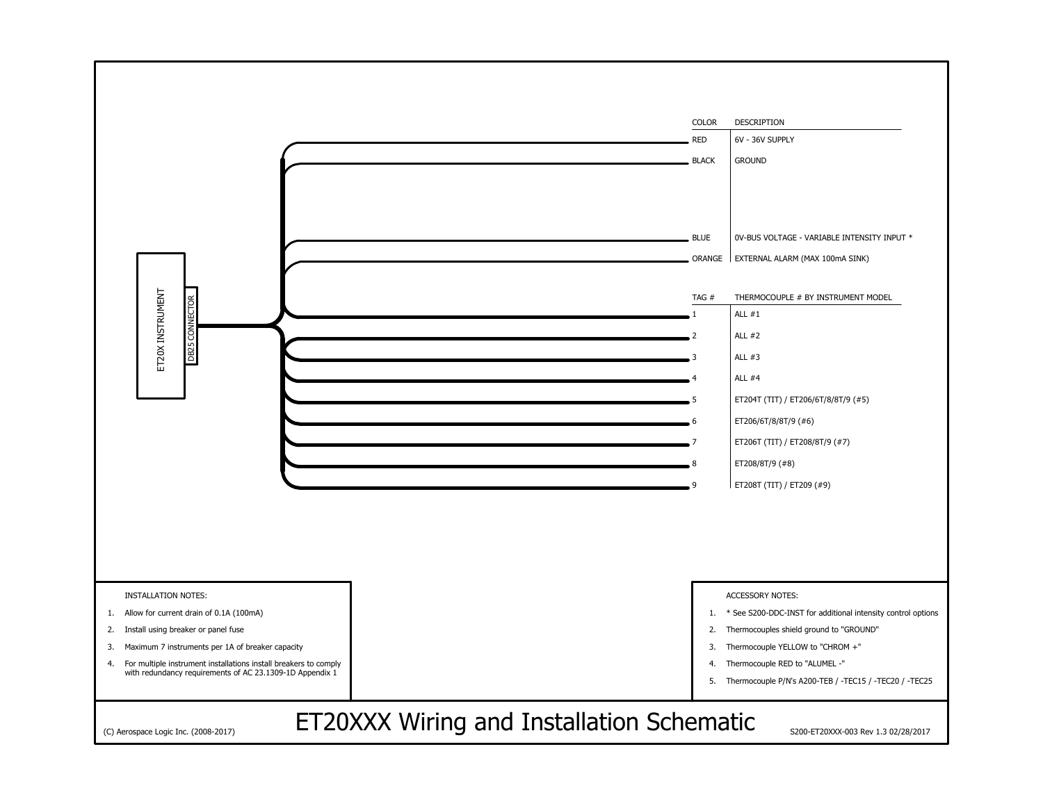# ET20XXX Wiring and Installation Schematic

ET20X INSTRUMENT — DB25 CONNECTOR

| COLOR | DESCRIPTION |
|---|---|
| RED | 6V - 36V SUPPLY |
| BLACK | GROUND |
| BLUE | 0V-BUS VOLTAGE - VARIABLE INTENSITY INPUT * |
| ORANGE | EXTERNAL ALARM (MAX 100mA SINK) |

| TAG # | THERMOCOUPLE # BY INSTRUMENT MODEL |
|---|---|
| 1 | ALL #1 |
| 2 | ALL #2 |
| 3 | ALL #3 |
| 4 | ALL #4 |
| 5 | ET204T (TIT) / ET206/6T/8/8T/9 (#5) |
| 6 | ET206/6T/8/8T/9 (#6) |
| 7 | ET206T (TIT) / ET208/8T/9 (#7) |
| 8 | ET208/8T/9 (#8) |
| 9 | ET208T (TIT) / ET209 (#9) |

INSTALLATION NOTES:

1. Allow for current drain of 0.1A (100mA)
2. Install using breaker or panel fuse
3. Maximum 7 instruments per 1A of breaker capacity
4. For multiple instrument installations install breakers to comply with redundancy requirements of AC 23.1309-1D Appendix 1

ACCESSORY NOTES:

1. * See S200-DDC-INST for additional intensity control options
2. Thermocouples shield ground to "GROUND"
3. Thermocouple YELLOW to "CHROM +"
4. Thermocouple RED to "ALUMEL -"
5. Thermocouple P/N's A200-TEB / -TEC15 / -TEC20 / -TEC25

(C) Aerospace Logic Inc. (2008-2017)

S200-ET20XXX-003 Rev 1.3 02/28/2017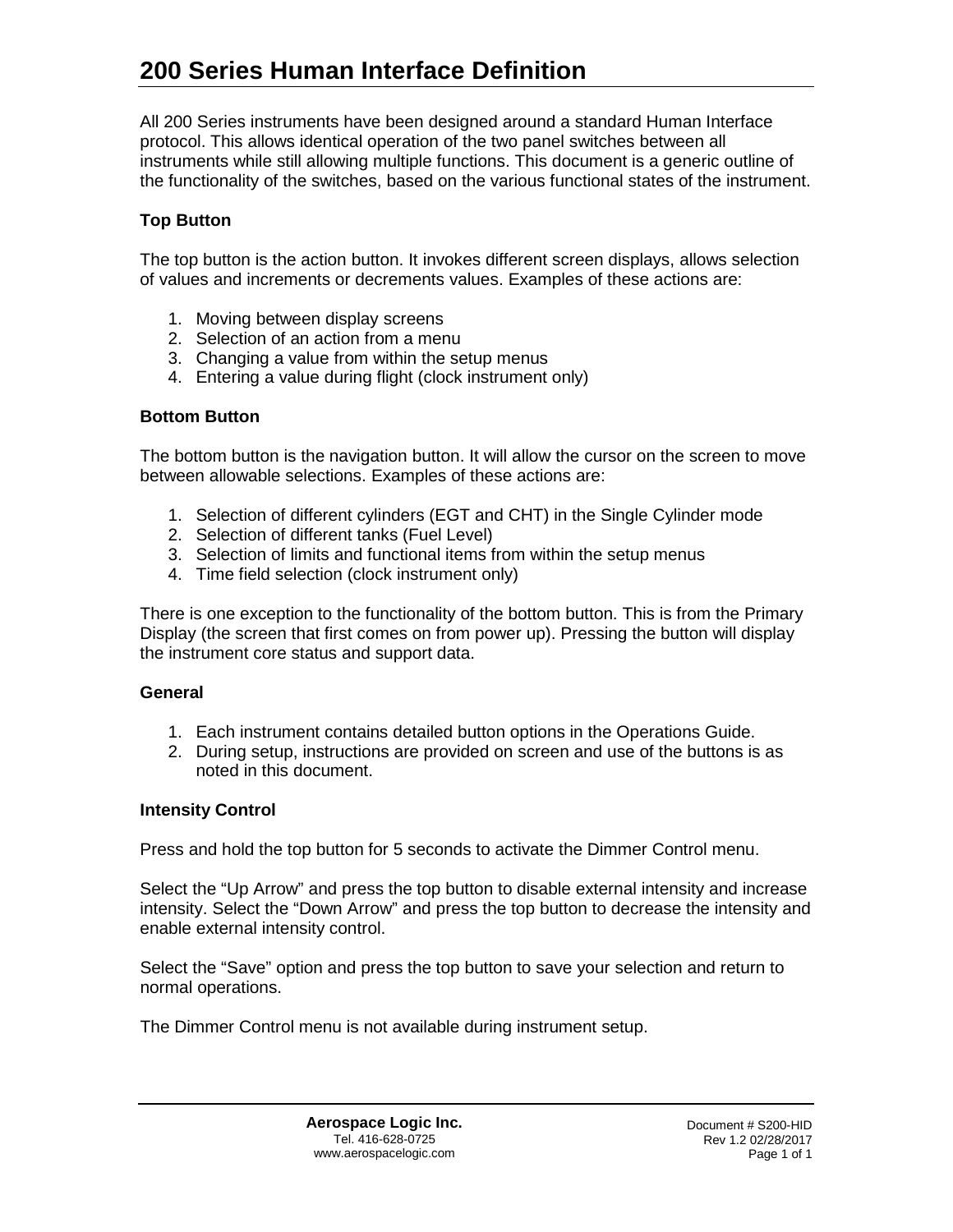# 200 Series Human Interface Definition

All 200 Series instruments have been designed around a standard Human Interface protocol. This allows identical operation of the two panel switches between all instruments while still allowing multiple functions. This document is a generic outline of the functionality of the switches, based on the various functional states of the instrument.

### Top Button

The top button is the action button. It invokes different screen displays, allows selection of values and increments or decrements values. Examples of these actions are:

1. Moving between display screens
2. Selection of an action from a menu
3. Changing a value from within the setup menus
4. Entering a value during flight (clock instrument only)

### Bottom Button

The bottom button is the navigation button. It will allow the cursor on the screen to move between allowable selections. Examples of these actions are:

1. Selection of different cylinders (EGT and CHT) in the Single Cylinder mode
2. Selection of different tanks (Fuel Level)
3. Selection of limits and functional items from within the setup menus
4. Time field selection (clock instrument only)

There is one exception to the functionality of the bottom button. This is from the Primary Display (the screen that first comes on from power up). Pressing the button will display the instrument core status and support data.

### General

1. Each instrument contains detailed button options in the Operations Guide.
2. During setup, instructions are provided on screen and use of the buttons is as noted in this document.

### Intensity Control

Press and hold the top button for 5 seconds to activate the Dimmer Control menu.

Select the “Up Arrow” and press the top button to disable external intensity and increase intensity. Select the “Down Arrow” and press the top button to decrease the intensity and enable external intensity control.

Select the “Save” option and press the top button to save your selection and return to normal operations.

The Dimmer Control menu is not available during instrument setup.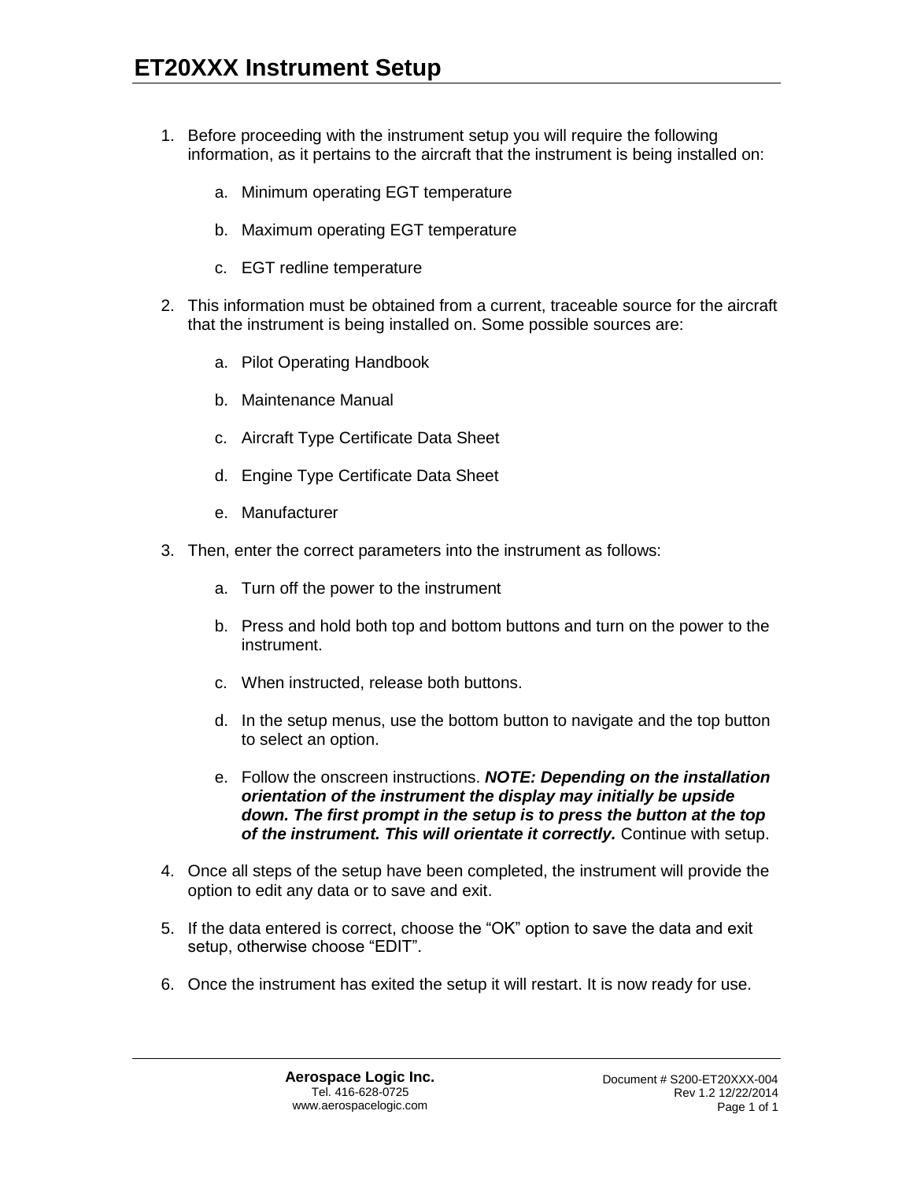# ET20XXX Instrument Setup

1. Before proceeding with the instrument setup you will require the following information, as it pertains to the aircraft that the instrument is being installed on:

    a. Minimum operating EGT temperature

    b. Maximum operating EGT temperature

    c. EGT redline temperature

2. This information must be obtained from a current, traceable source for the aircraft that the instrument is being installed on. Some possible sources are:

    a. Pilot Operating Handbook

    b. Maintenance Manual

    c. Aircraft Type Certificate Data Sheet

    d. Engine Type Certificate Data Sheet

    e. Manufacturer

3. Then, enter the correct parameters into the instrument as follows:

    a. Turn off the power to the instrument

    b. Press and hold both top and bottom buttons and turn on the power to the instrument.

    c. When instructed, release both buttons.

    d. In the setup menus, use the bottom button to navigate and the top button to select an option.

    e. Follow the onscreen instructions. ***NOTE: Depending on the installation orientation of the instrument the display may initially be upside down. The first prompt in the setup is to press the button at the top of the instrument. This will orientate it correctly.*** Continue with setup.

4. Once all steps of the setup have been completed, the instrument will provide the option to edit any data or to save and exit.

5. If the data entered is correct, choose the "OK" option to save the data and exit setup, otherwise choose "EDIT".

6. Once the instrument has exited the setup it will restart. It is now ready for use.

**Aerospace Logic Inc.**
Tel. 416-628-0725
www.aerospacelogic.com

Document # S200-ET20XXX-004
Rev 1.2 12/22/2014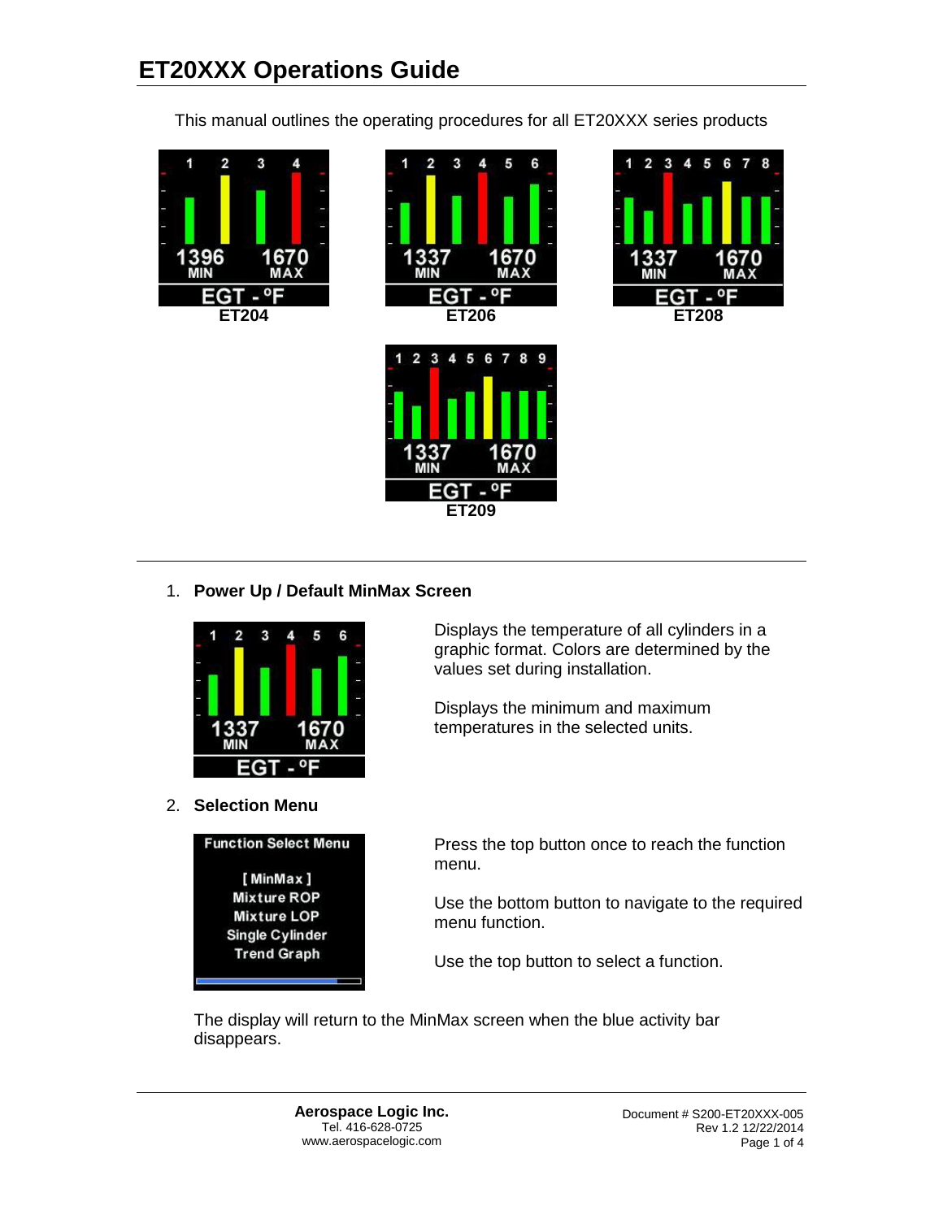# ET20XXX Operations Guide

This manual outlines the operating procedures for all ET20XXX series products

ET204

ET206

ET208

ET209

1. **Power Up / Default MinMax Screen**

Displays the temperature of all cylinders in a graphic format. Colors are determined by the values set during installation.

Displays the minimum and maximum temperatures in the selected units.

2. **Selection Menu**

Press the top button once to reach the function menu.

Use the bottom button to navigate to the required menu function.

Use the top button to select a function.

The display will return to the MinMax screen when the blue activity bar disappears.

**Aerospace Logic Inc.**
Tel. 416-628-0725
www.aerospacelogic.com

Document # S200-ET20XXX-005
Rev 1.2 12/22/2014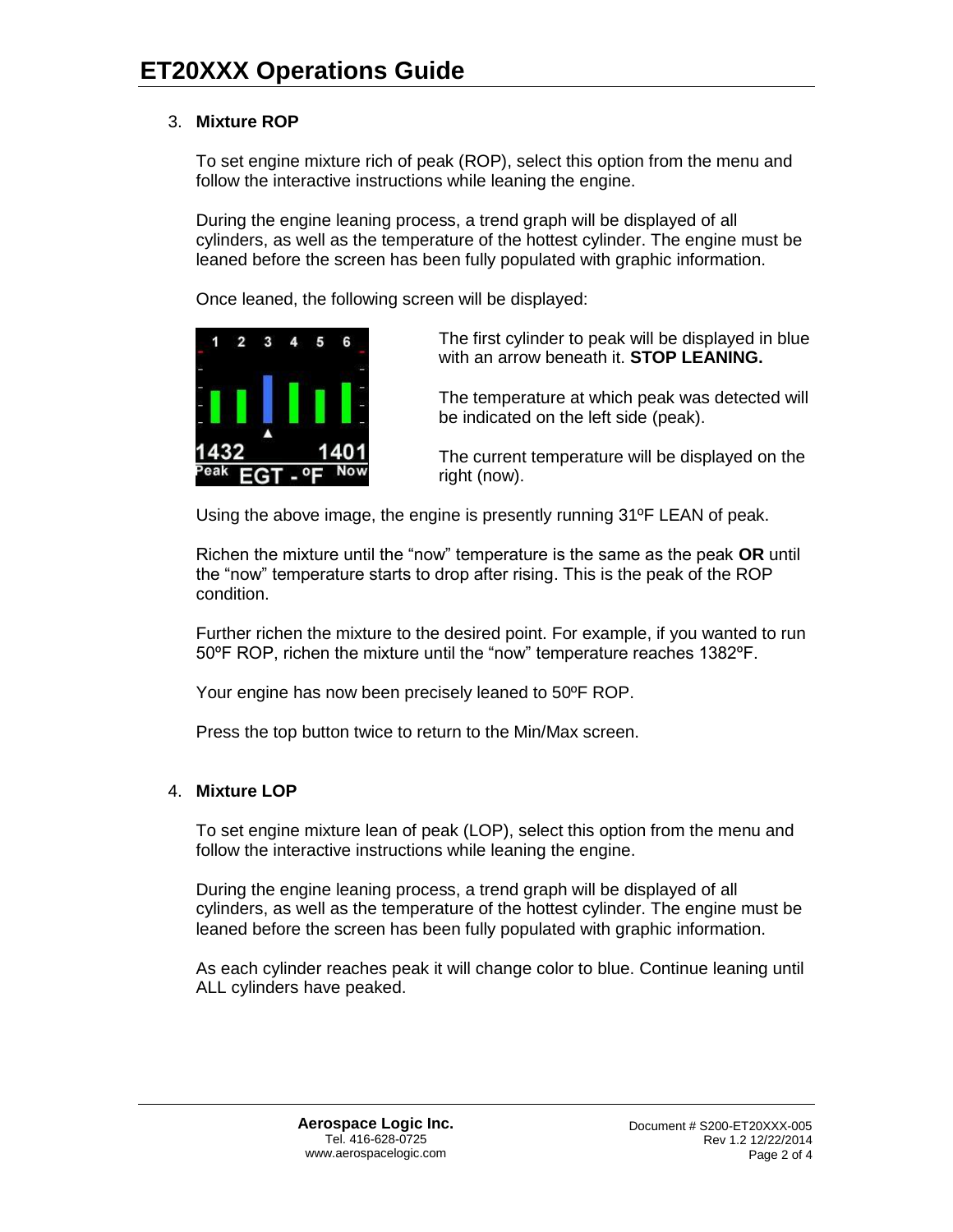3. **Mixture ROP**

   To set engine mixture rich of peak (ROP), select this option from the menu and follow the interactive instructions while leaning the engine.

   During the engine leaning process, a trend graph will be displayed of all cylinders, as well as the temperature of the hottest cylinder. The engine must be leaned before the screen has been fully populated with graphic information.

   Once leaned, the following screen will be displayed:

   The first cylinder to peak will be displayed in blue with an arrow beneath it. **STOP LEANING.**

   The temperature at which peak was detected will be indicated on the left side (peak).

   The current temperature will be displayed on the right (now).

   Using the above image, the engine is presently running 31ºF LEAN of peak.

   Richen the mixture until the "now" temperature is the same as the peak **OR** until the "now" temperature starts to drop after rising. This is the peak of the ROP condition.

   Further richen the mixture to the desired point. For example, if you wanted to run 50ºF ROP, richen the mixture until the "now" temperature reaches 1382ºF.

   Your engine has now been precisely leaned to 50ºF ROP.

   Press the top button twice to return to the Min/Max screen.

4. **Mixture LOP**

   To set engine mixture lean of peak (LOP), select this option from the menu and follow the interactive instructions while leaning the engine.

   During the engine leaning process, a trend graph will be displayed of all cylinders, as well as the temperature of the hottest cylinder. The engine must be leaned before the screen has been fully populated with graphic information.

   As each cylinder reaches peak it will change color to blue. Continue leaning until ALL cylinders have peaked.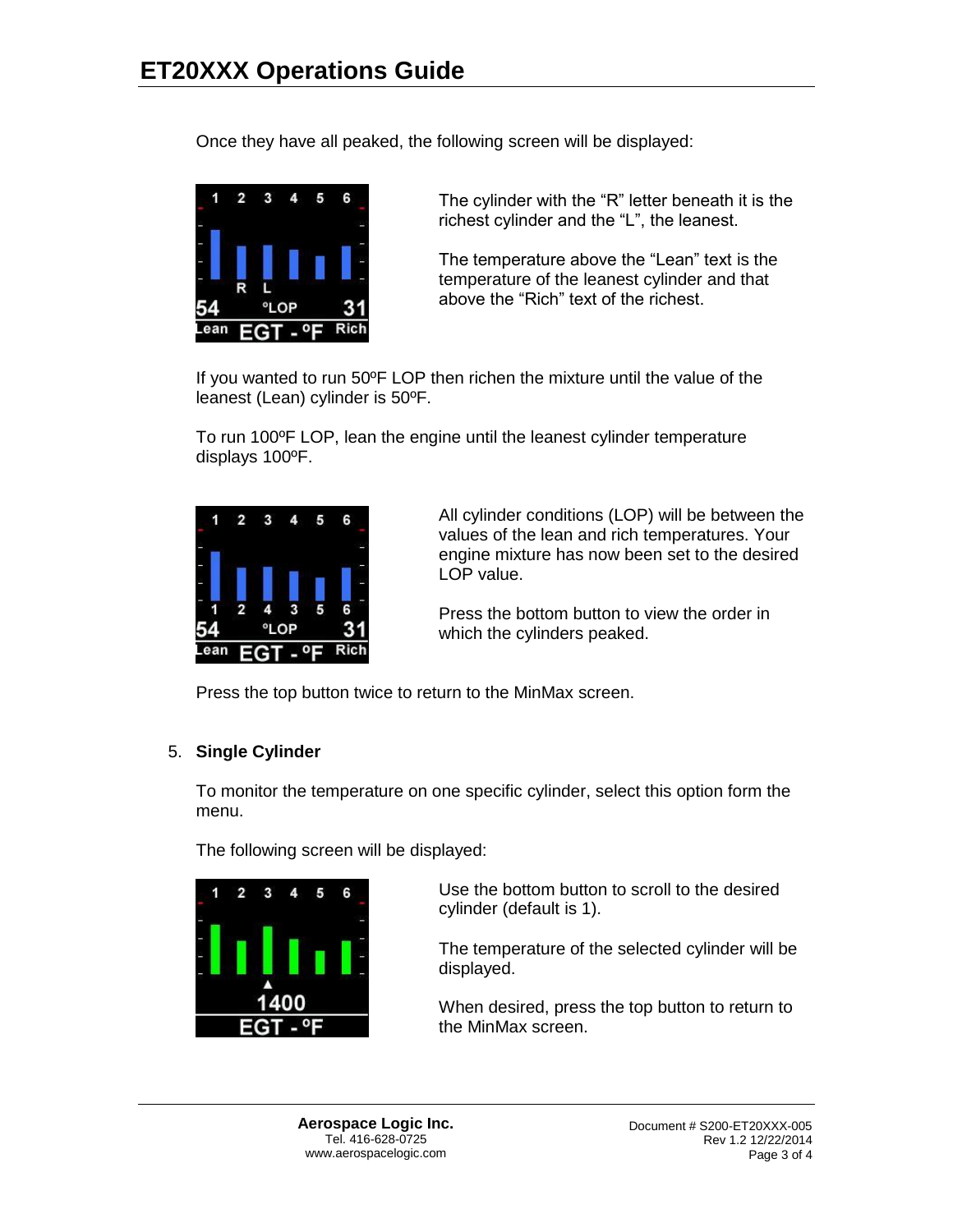Once they have all peaked, the following screen will be displayed:

The cylinder with the "R" letter beneath it is the richest cylinder and the "L", the leanest.

The temperature above the "Lean" text is the temperature of the leanest cylinder and that above the "Rich" text of the richest.

If you wanted to run 50ºF LOP then richen the mixture until the value of the leanest (Lean) cylinder is 50ºF.

To run 100ºF LOP, lean the engine until the leanest cylinder temperature displays 100ºF.

All cylinder conditions (LOP) will be between the values of the lean and rich temperatures. Your engine mixture has now been set to the desired LOP value.

Press the bottom button to view the order in which the cylinders peaked.

Press the top button twice to return to the MinMax screen.

5. **Single Cylinder**

To monitor the temperature on one specific cylinder, select this option form the menu.

The following screen will be displayed:

Use the bottom button to scroll to the desired cylinder (default is 1).

The temperature of the selected cylinder will be displayed.

When desired, press the top button to return to the MinMax screen.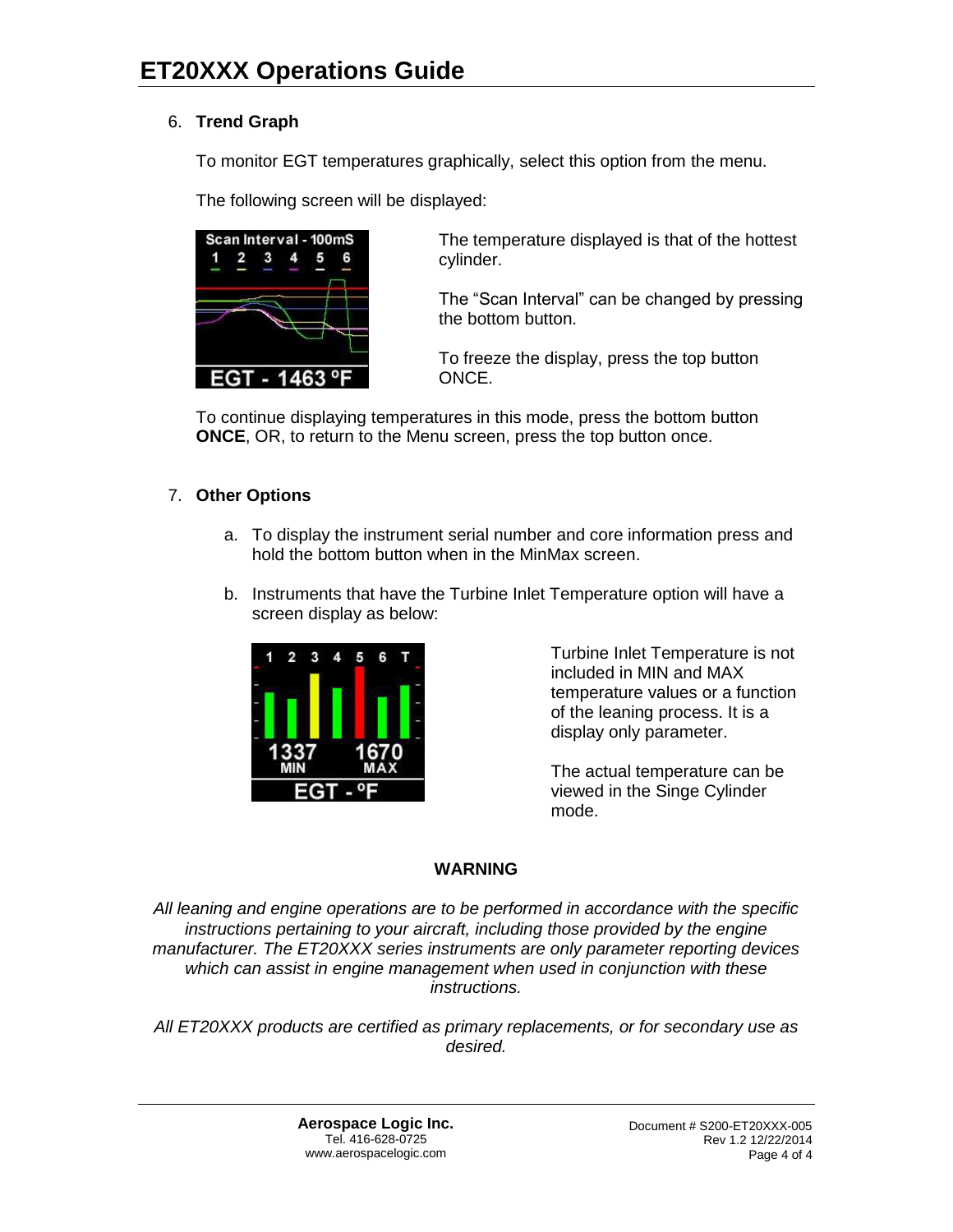6. **Trend Graph**

   To monitor EGT temperatures graphically, select this option from the menu.

   The following screen will be displayed:

   The temperature displayed is that of the hottest cylinder.

   The "Scan Interval" can be changed by pressing the bottom button.

   To freeze the display, press the top button ONCE.

   To continue displaying temperatures in this mode, press the bottom button **ONCE**, OR, to return to the Menu screen, press the top button once.

7. **Other Options**

   a. To display the instrument serial number and core information press and hold the bottom button when in the MinMax screen.

   b. Instruments that have the Turbine Inlet Temperature option will have a screen display as below:

   Turbine Inlet Temperature is not included in MIN and MAX temperature values or a function of the leaning process. It is a display only parameter.

   The actual temperature can be viewed in the Singe Cylinder mode.

**WARNING**

*All leaning and engine operations are to be performed in accordance with the specific instructions pertaining to your aircraft, including those provided by the engine manufacturer. The ET20XXX series instruments are only parameter reporting devices which can assist in engine management when used in conjunction with these instructions.*

*All ET20XXX products are certified as primary replacements, or for secondary use as desired.*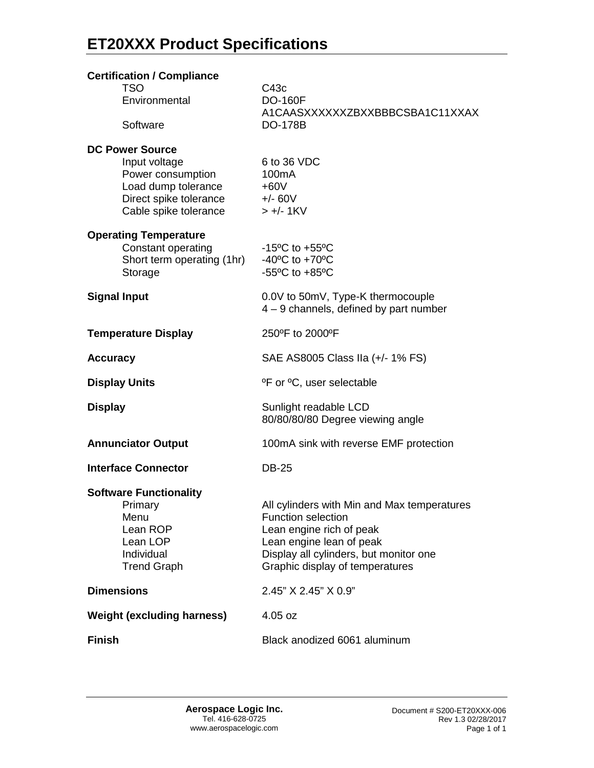# ET20XXX Product Specifications

| | |
|---|---|
| **Certification / Compliance** | |
| TSO | C43c |
| Environmental | DO-160F<br>A1CAASXXXXXXZBXXBBBCSBA1C11XXAX |
| Software | DO-178B |
| **DC Power Source** | |
| Input voltage | 6 to 36 VDC |
| Power consumption | 100mA |
| Load dump tolerance | +60V |
| Direct spike tolerance | +/- 60V |
| Cable spike tolerance | > +/- 1KV |
| **Operating Temperature** | |
| Constant operating | -15ºC to +55ºC |
| Short term operating (1hr) | -40ºC to +70ºC |
| Storage | -55ºC to +85ºC |
| **Signal Input** | 0.0V to 50mV, Type-K thermocouple<br>4 – 9 channels, defined by part number |
| **Temperature Display** | 250ºF to 2000ºF |
| **Accuracy** | SAE AS8005 Class IIa (+/- 1% FS) |
| **Display Units** | ºF or ºC, user selectable |
| **Display** | Sunlight readable LCD<br>80/80/80/80 Degree viewing angle |
| **Annunciator Output** | 100mA sink with reverse EMF protection |
| **Interface Connector** | DB-25 |
| **Software Functionality** | |
| Primary | All cylinders with Min and Max temperatures |
| Menu | Function selection |
| Lean ROP | Lean engine rich of peak |
| Lean LOP | Lean engine lean of peak |
| Individual | Display all cylinders, but monitor one |
| Trend Graph | Graphic display of temperatures |
| **Dimensions** | 2.45" X 2.45" X 0.9" |
| **Weight (excluding harness)** | 4.05 oz |
| **Finish** | Black anodized 6061 aluminum |

**Aerospace Logic Inc.**
Tel. 416-628-0725
www.aerospacelogic.com

Document # S200-ET20XXX-006
Rev 1.3 02/28/2017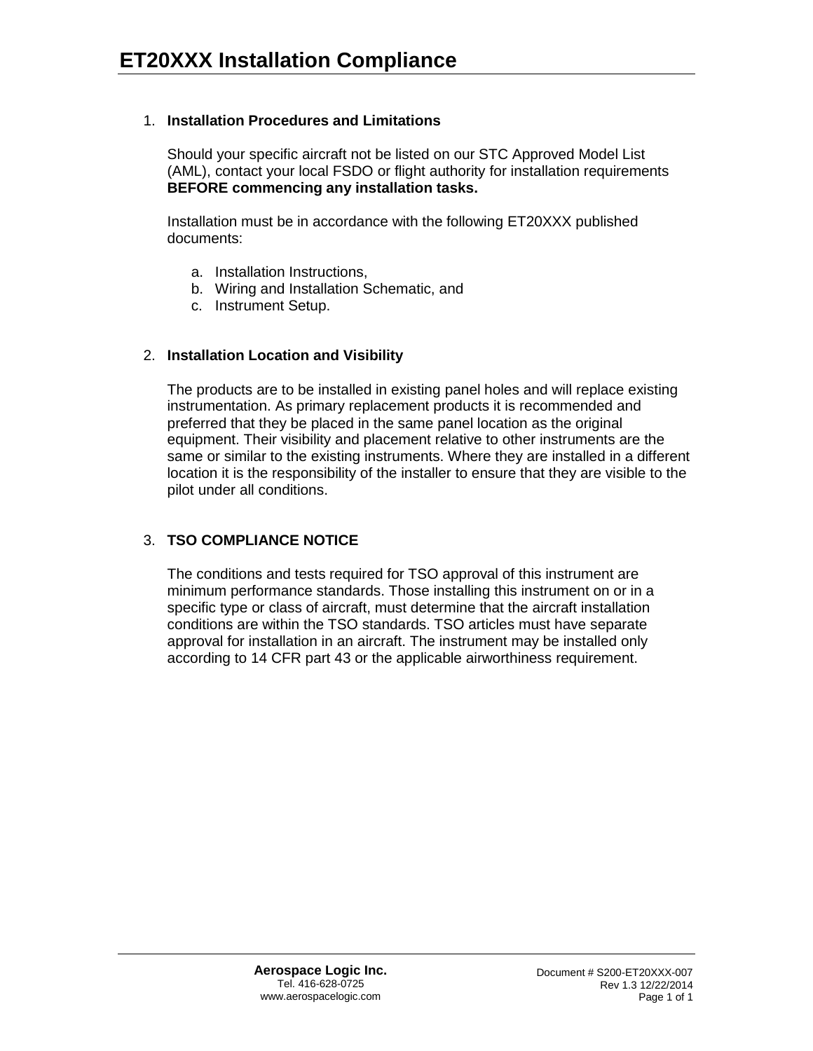# ET20XXX Installation Compliance

1. **Installation Procedures and Limitations**

   Should your specific aircraft not be listed on our STC Approved Model List (AML), contact your local FSDO or flight authority for installation requirements **BEFORE commencing any installation tasks.**

   Installation must be in accordance with the following ET20XXX published documents:

   a. Installation Instructions,
   b. Wiring and Installation Schematic, and
   c. Instrument Setup.

2. **Installation Location and Visibility**

   The products are to be installed in existing panel holes and will replace existing instrumentation. As primary replacement products it is recommended and preferred that they be placed in the same panel location as the original equipment. Their visibility and placement relative to other instruments are the same or similar to the existing instruments. Where they are installed in a different location it is the responsibility of the installer to ensure that they are visible to the pilot under all conditions.

3. **TSO COMPLIANCE NOTICE**

   The conditions and tests required for TSO approval of this instrument are minimum performance standards. Those installing this instrument on or in a specific type or class of aircraft, must determine that the aircraft installation conditions are within the TSO standards. TSO articles must have separate approval for installation in an aircraft. The instrument may be installed only according to 14 CFR part 43 or the applicable airworthiness requirement.